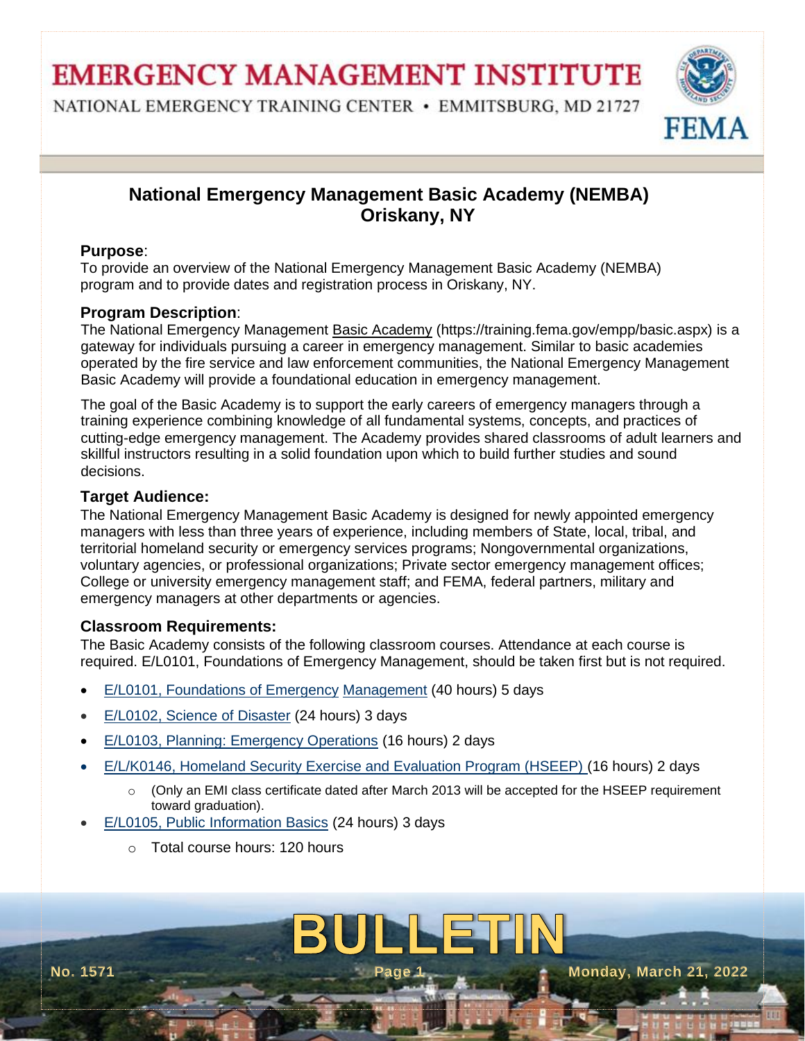# EMERGENCY MANAGEMENT INSTITUTE

NATIONAL EMERGENCY TRAINING CENTER • EMMITSBURG, MD 21727

## National Emergency Management Basic Academy (NEMBA) Oriskany, NY

### Purpose:

To provide an overview of the National Emergency Management Basic Academy (NEMBA) program and to provide dates and registration process in Oriskany, NY.

### Program Description:

The National Emergency Management Basic Academy (https://training.fema.gov/empp/basic.aspx) is a gateway for individuals pursuing a career in emergency management. Similar to basic academies operated by the fire service and law enforcement communities, the National Emergency Management Basic Academy will provide a foundational education in emergency management.

The goal of the Basic Academy is to support the early careers of emergency managers through a training experience combining knowledge of all fundamental systems, concepts, and practices of cutting-edge emergency management. The Academy provides shared classrooms of adult learners and skillful instructors resulting in a solid foundation upon which to build further studies and sound decisions.

### Target Audience:

The National Emergency Management Basic Academy is designed for newly appointed emergency managers with less than three years of experience, including members of State, local, tribal, and territorial homeland security or emergency services programs; Nongovernmental organizations, voluntary agencies, or professional organizations; Private sector emergency management offices; College or university emergency management staff; and FEMA, federal partners, military and emergency managers at other departments or agencies.

### Classroom Requirements:

The Basic Academy consists of the following classroom courses. Attendance at each course is required. E/L0101, Foundations of Emergency Management, should be taken first but is not required.

- E/L0101, Foundations of Emergency Management (40 hours) 5 days
- E/L0102, Science of Disaster (24 hours) 3 days
- E/L0103, Planning: Emergency Operations (16 hours) 2 days
- E/L/K0146, Homeland Security Exercise and Evaluation Program (HSEEP) (16 hours) 2 days
  - (Only an EMI class certificate dated after March 2013 will be accepted for the HSEEP requirement toward graduation).
- E/L0105, Public Information Basics (24 hours) 3 days
  - Total course hours: 120 hours

BULLETIN

No. 1571 — Monday, March 21, 2022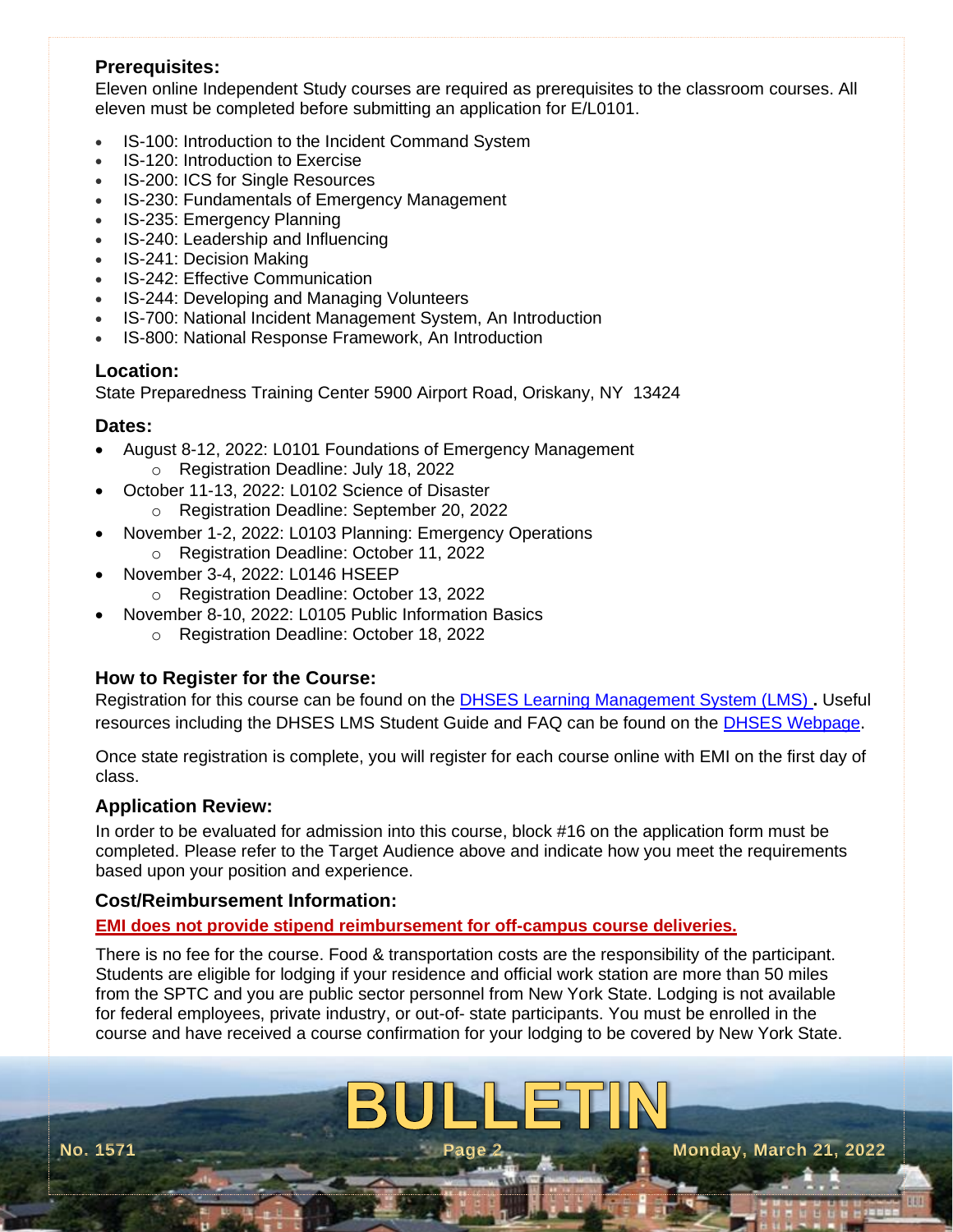### Prerequisites:

Eleven online Independent Study courses are required as prerequisites to the classroom courses. All eleven must be completed before submitting an application for E/L0101.

- IS-100: Introduction to the Incident Command System
- IS-120: Introduction to Exercise
- IS-200: ICS for Single Resources
- IS-230: Fundamentals of Emergency Management
- IS-235: Emergency Planning
- IS-240: Leadership and Influencing
- IS-241: Decision Making
- IS-242: Effective Communication
- IS-244: Developing and Managing Volunteers
- IS-700: National Incident Management System, An Introduction
- IS-800: National Response Framework, An Introduction

### Location:

State Preparedness Training Center 5900 Airport Road, Oriskany, NY 13424

### Dates:

- August 8-12, 2022: L0101 Foundations of Emergency Management
  - Registration Deadline: July 18, 2022
- October 11-13, 2022: L0102 Science of Disaster
  - Registration Deadline: September 20, 2022
- November 1-2, 2022: L0103 Planning: Emergency Operations
  - Registration Deadline: October 11, 2022
- November 3-4, 2022: L0146 HSEEP
  - Registration Deadline: October 13, 2022
- November 8-10, 2022: L0105 Public Information Basics
  - Registration Deadline: October 18, 2022

### How to Register for the Course:

Registration for this course can be found on the DHSES Learning Management System (LMS) **.** Useful resources including the DHSES LMS Student Guide and FAQ can be found on the DHSES Webpage.

Once state registration is complete, you will register for each course online with EMI on the first day of class.

### Application Review:

In order to be evaluated for admission into this course, block #16 on the application form must be completed. Please refer to the Target Audience above and indicate how you meet the requirements based upon your position and experience.

### Cost/Reimbursement Information:

**EMI does not provide stipend reimbursement for off-campus course deliveries.**

There is no fee for the course. Food & transportation costs are the responsibility of the participant. Students are eligible for lodging if your residence and official work station are more than 50 miles from the SPTC and you are public sector personnel from New York State. Lodging is not available for federal employees, private industry, or out-of- state participants. You must be enrolled in the course and have received a course confirmation for your lodging to be covered by New York State.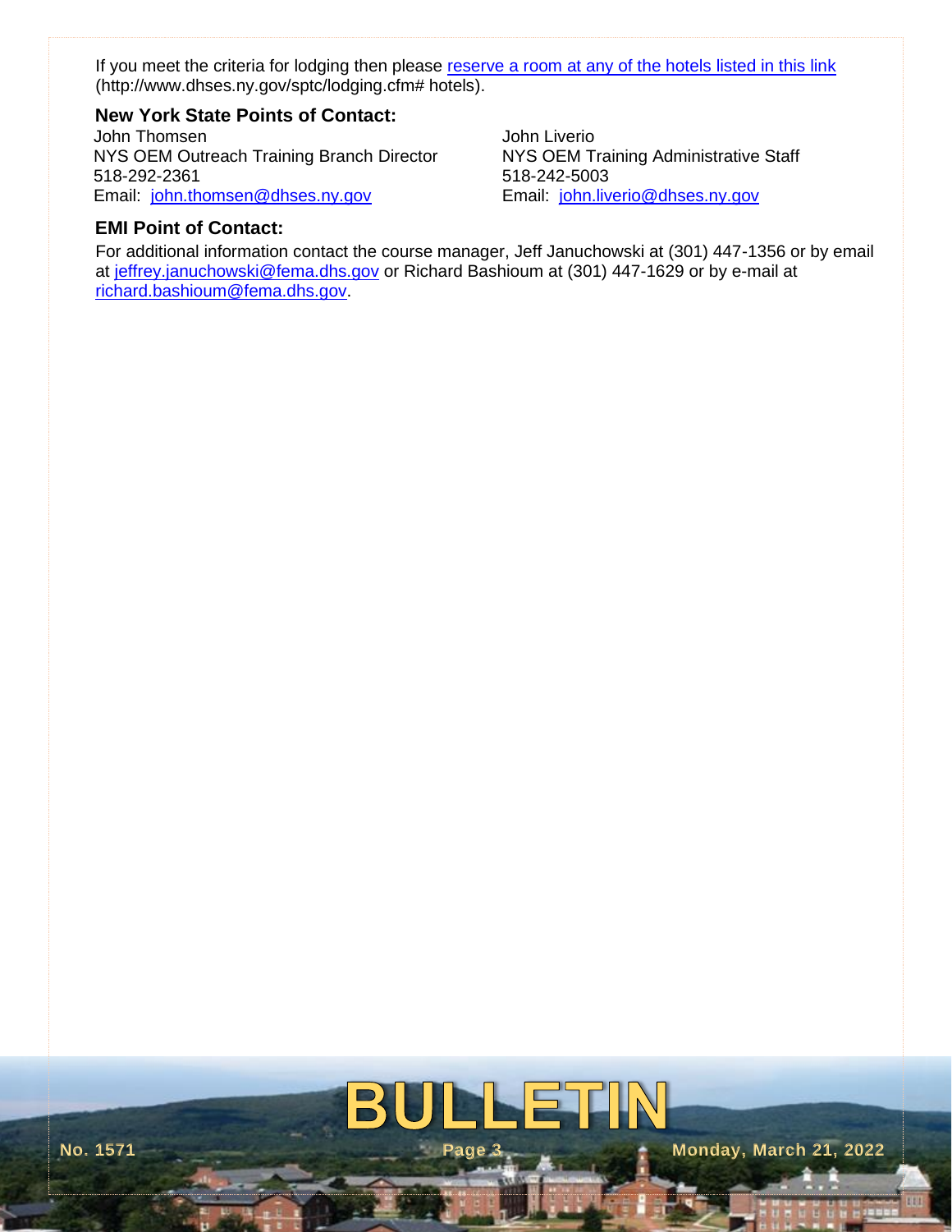If you meet the criteria for lodging then please [reserve a room at any of the hotels listed in this link](http://www.dhses.ny.gov/sptc/lodging.cfm#hotels) (http://www.dhses.ny.gov/sptc/lodging.cfm# hotels).

### New York State Points of Contact:

John Thomsen
NYS OEM Outreach Training Branch Director
518-292-2361
Email: john.thomsen@dhses.ny.gov

John Liverio
NYS OEM Training Administrative Staff
518-242-5003
Email: john.liverio@dhses.ny.gov

### EMI Point of Contact:

For additional information contact the course manager, Jeff Januchowski at (301) 447-1356 or by email at jeffrey.januchowski@fema.dhs.gov or Richard Bashioum at (301) 447-1629 or by e-mail at richard.bashioum@fema.dhs.gov.